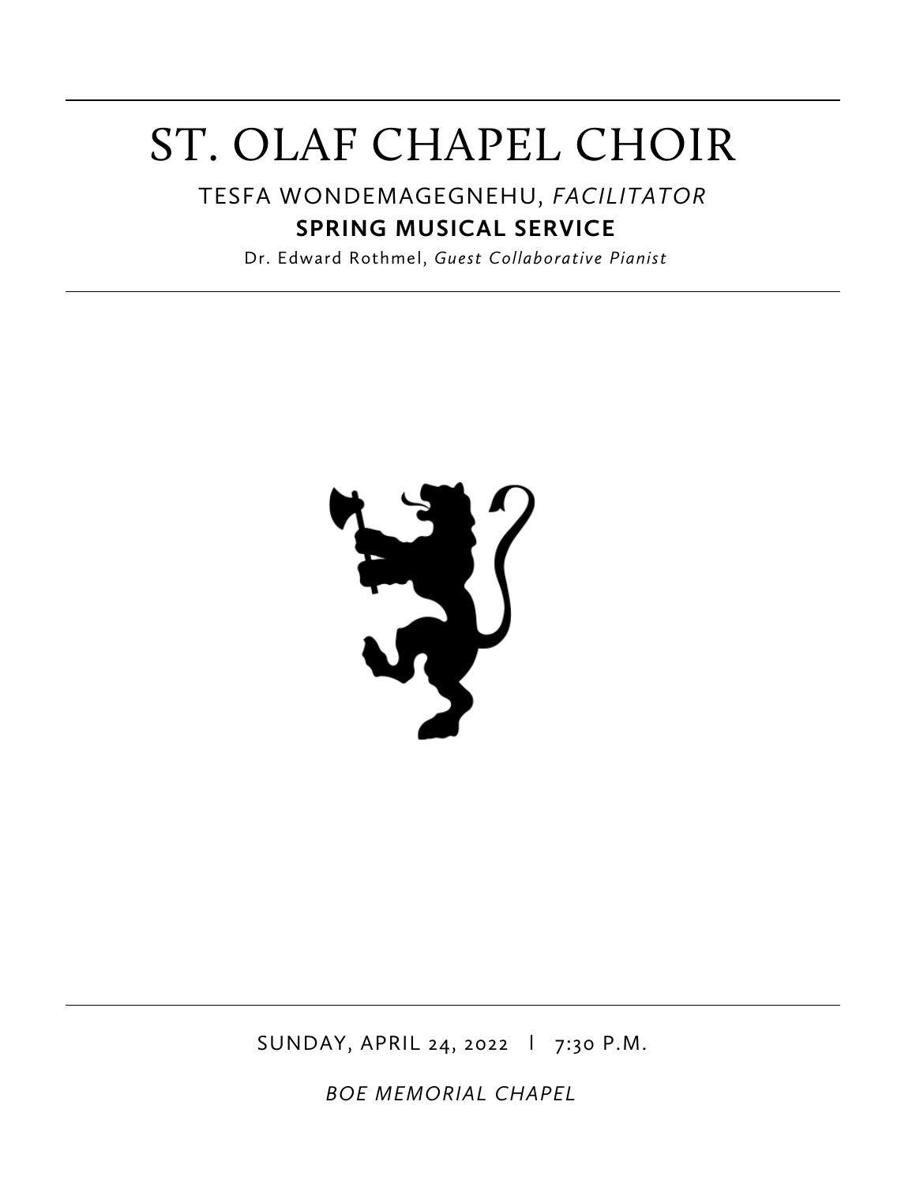# ST. OLAF CHAPEL CHOIR

TESFA WONDEMAGEGNEHU, *FACILITATOR*

**SPRING MUSICAL SERVICE**

Dr. Edward Rothmel, *Guest Collaborative Pianist*

SUNDAY, APRIL 24, 2022 | 7:30 P.M.

*BOE MEMORIAL CHAPEL*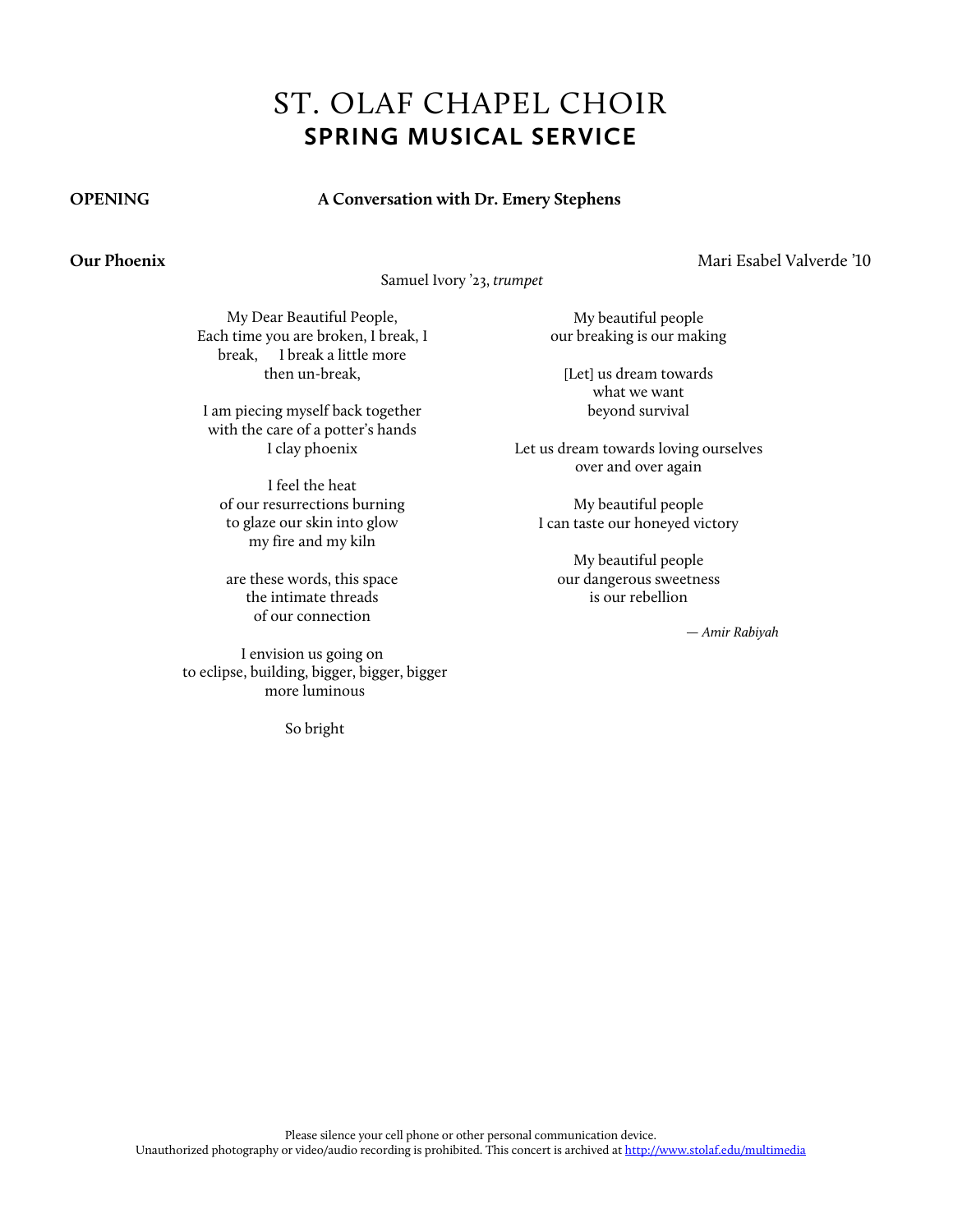# ST. OLAF CHAPEL CHOIR
## SPRING MUSICAL SERVICE

**OPENING** **A Conversation with Dr. Emery Stephens**

**Our Phoenix** Mari Esabel Valverde '10

Samuel Ivory '23, *trumpet*

My Dear Beautiful People,
Each time you are broken, I break, I
break, I break a little more
then un-break,

I am piecing myself back together
with the care of a potter's hands
I clay phoenix

I feel the heat
of our resurrections burning
to glaze our skin into glow
my fire and my kiln

are these words, this space
the intimate threads
of our connection

I envision us going on
to eclipse, building, bigger, bigger, bigger
more luminous

So bright

My beautiful people
our breaking is our making

[Let] us dream towards
what we want
beyond survival

Let us dream towards loving ourselves
over and over again

My beautiful people
I can taste our honeyed victory

My beautiful people
our dangerous sweetness
is our rebellion

*— Amir Rabiyah*

Please silence your cell phone or other personal communication device.
Unauthorized photography or video/audio recording is prohibited. This concert is archived at http://www.stolaf.edu/multimedia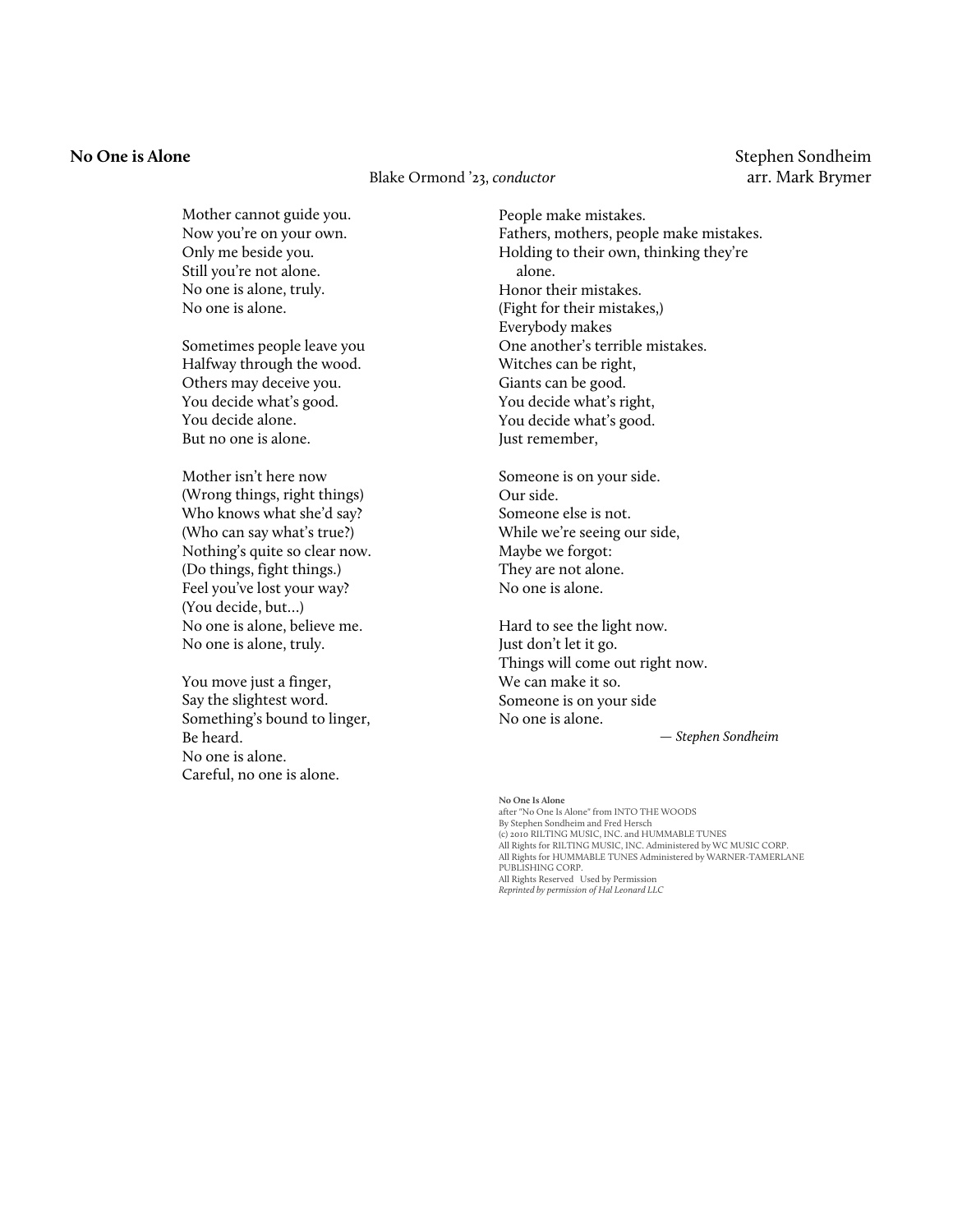**No One is Alone**

Stephen Sondheim
arr. Mark Brymer

Blake Ormond '23, *conductor*

Mother cannot guide you.
Now you're on your own.
Only me beside you.
Still you're not alone.
No one is alone, truly.
No one is alone.

Sometimes people leave you
Halfway through the wood.
Others may deceive you.
You decide what's good.
You decide alone.
But no one is alone.

Mother isn't here now
(Wrong things, right things)
Who knows what she'd say?
(Who can say what's true?)
Nothing's quite so clear now.
(Do things, fight things.)
Feel you've lost your way?
(You decide, but...)
No one is alone, believe me.
No one is alone, truly.

You move just a finger,
Say the slightest word.
Something's bound to linger,
Be heard.
No one is alone.
Careful, no one is alone.

People make mistakes.
Fathers, mothers, people make mistakes.
Holding to their own, thinking they're
alone.
Honor their mistakes.
(Fight for their mistakes,)
Everybody makes
One another's terrible mistakes.
Witches can be right,
Giants can be good.
You decide what's right,
You decide what's good.
Just remember,

Someone is on your side.
Our side.
Someone else is not.
While we're seeing our side,
Maybe we forgot:
They are not alone.
No one is alone.

Hard to see the light now.
Just don't let it go.
Things will come out right now.
We can make it so.
Someone is on your side
No one is alone.

— *Stephen Sondheim*

**No One Is Alone**
after "No One Is Alone" from INTO THE WOODS
By Stephen Sondheim and Fred Hersch
(c) 2010 RILTING MUSIC, INC. and HUMMABLE TUNES
All Rights for RILTING MUSIC, INC. Administered by WC MUSIC CORP.
All Rights for HUMMABLE TUNES Administered by WARNER-TAMERLANE PUBLISHING CORP.
All Rights Reserved Used by Permission
*Reprinted by permission of Hal Leonard LLC*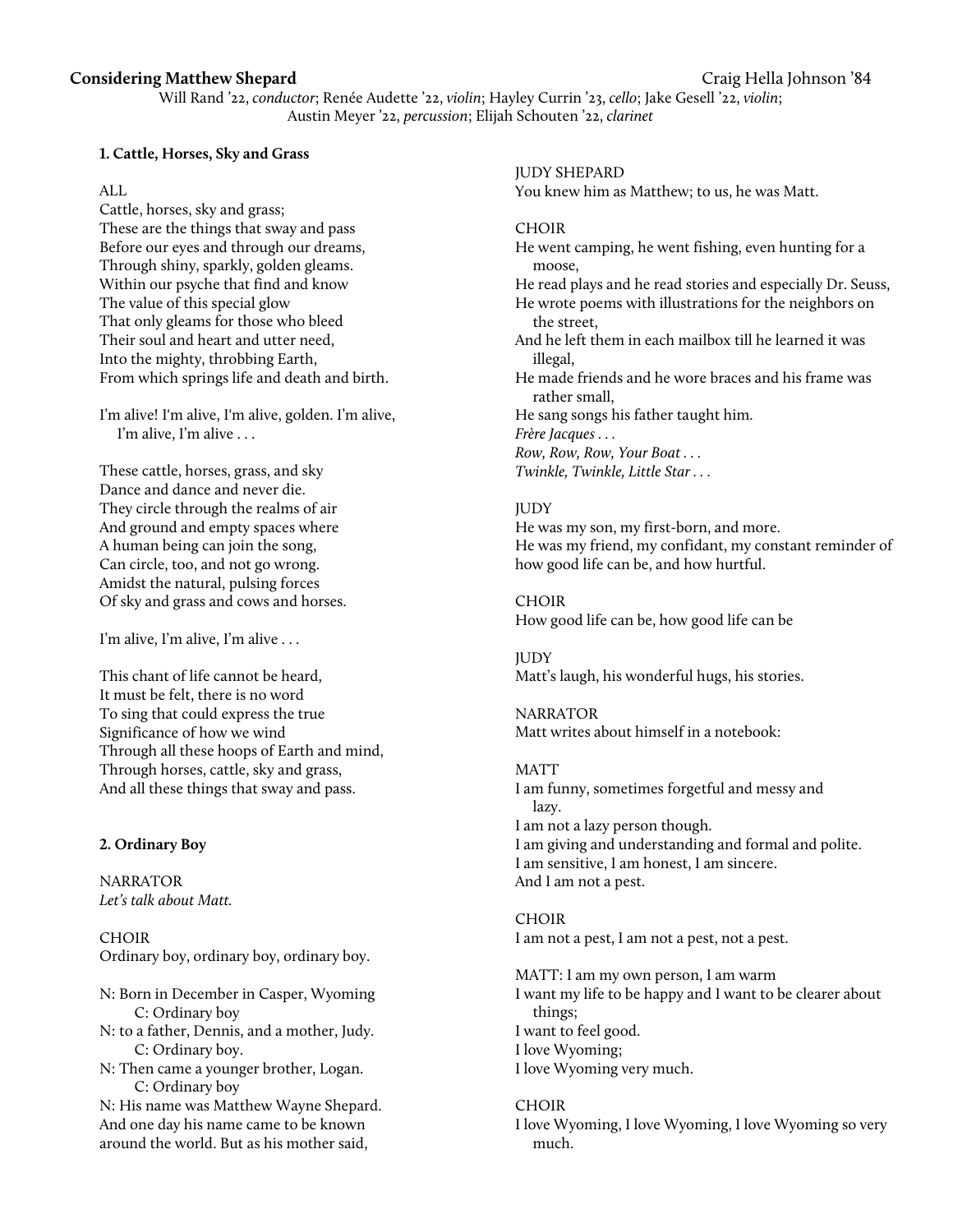**Considering Matthew Shepard** — Craig Hella Johnson '84

Will Rand '22, *conductor*; Renée Audette '22, *violin*; Hayley Currin '23, *cello*; Jake Gesell '22, *violin*; Austin Meyer '22, *percussion*; Elijah Schouten '22, *clarinet*

**1. Cattle, Horses, Sky and Grass**

ALL
Cattle, horses, sky and grass;
These are the things that sway and pass
Before our eyes and through our dreams,
Through shiny, sparkly, golden gleams.
Within our psyche that find and know
The value of this special glow
That only gleams for those who bleed
Their soul and heart and utter need,
Into the mighty, throbbing Earth,
From which springs life and death and birth.

I'm alive! I'm alive, I'm alive, golden. I'm alive, I'm alive, I'm alive . . .

These cattle, horses, grass, and sky
Dance and dance and never die.
They circle through the realms of air
And ground and empty spaces where
A human being can join the song,
Can circle, too, and not go wrong.
Amidst the natural, pulsing forces
Of sky and grass and cows and horses.

I'm alive, I'm alive, I'm alive . . .

This chant of life cannot be heard,
It must be felt, there is no word
To sing that could express the true
Significance of how we wind
Through all these hoops of Earth and mind,
Through horses, cattle, sky and grass,
And all these things that sway and pass.

**2. Ordinary Boy**

NARRATOR
*Let's talk about Matt.*

CHOIR
Ordinary boy, ordinary boy, ordinary boy.

N: Born in December in Casper, Wyoming
C: Ordinary boy
N: to a father, Dennis, and a mother, Judy.
C: Ordinary boy.
N: Then came a younger brother, Logan.
C: Ordinary boy
N: His name was Matthew Wayne Shepard.
And one day his name came to be known around the world. But as his mother said,

JUDY SHEPARD
You knew him as Matthew; to us, he was Matt.

CHOIR
He went camping, he went fishing, even hunting for a moose,
He read plays and he read stories and especially Dr. Seuss,
He wrote poems with illustrations for the neighbors on the street,
And he left them in each mailbox till he learned it was illegal,
He made friends and he wore braces and his frame was rather small,
He sang songs his father taught him.
*Frère Jacques . . .*
*Row, Row, Row, Your Boat . . .*
*Twinkle, Twinkle, Little Star . . .*

JUDY
He was my son, my first-born, and more.
He was my friend, my confidant, my constant reminder of how good life can be, and how hurtful.

CHOIR
How good life can be, how good life can be

JUDY
Matt's laugh, his wonderful hugs, his stories.

NARRATOR
Matt writes about himself in a notebook:

MATT
I am funny, sometimes forgetful and messy and lazy.
I am not a lazy person though.
I am giving and understanding and formal and polite.
I am sensitive, I am honest, I am sincere.
And I am not a pest.

CHOIR
I am not a pest, I am not a pest, not a pest.

MATT: I am my own person, I am warm
I want my life to be happy and I want to be clearer about things;
I want to feel good.
I love Wyoming;
I love Wyoming very much.

CHOIR
I love Wyoming, I love Wyoming, I love Wyoming so very much.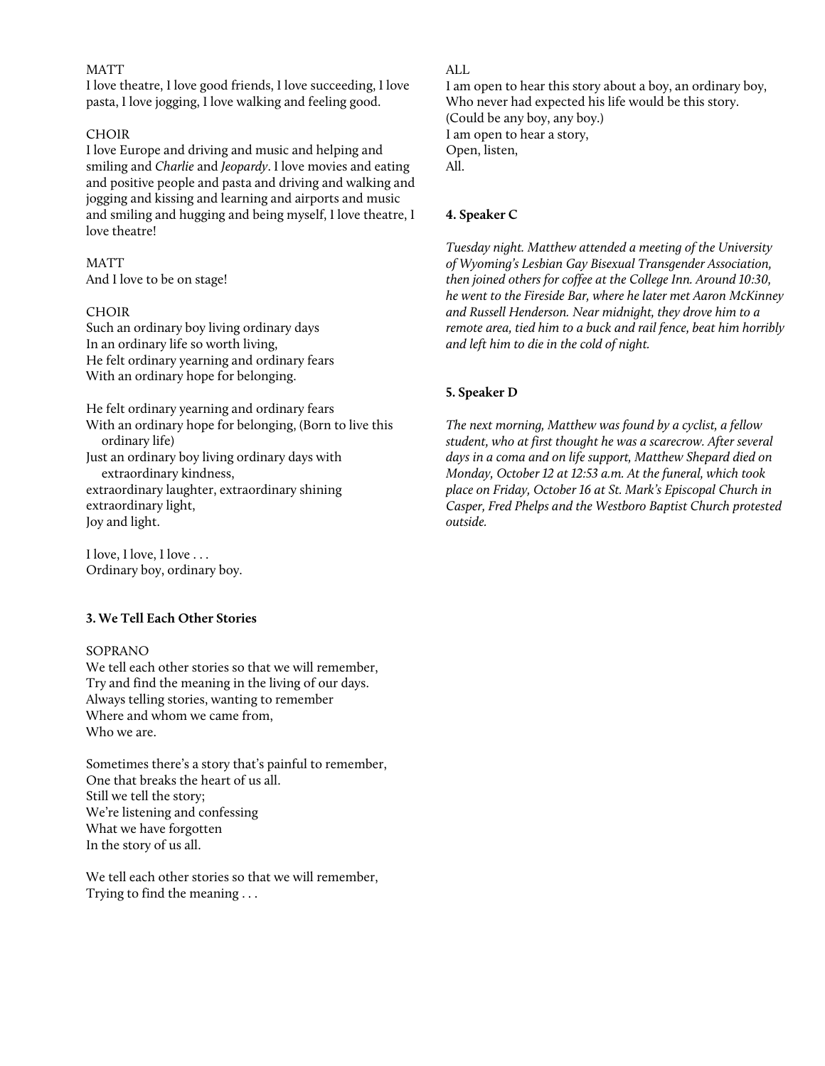MATT
I love theatre, I love good friends, I love succeeding, I love pasta, I love jogging, I love walking and feeling good.

CHOIR
I love Europe and driving and music and helping and smiling and *Charlie* and *Jeopardy*. I love movies and eating and positive people and pasta and driving and walking and jogging and kissing and learning and airports and music and smiling and hugging and being myself, I love theatre, I love theatre!

MATT
And I love to be on stage!

CHOIR
Such an ordinary boy living ordinary days
In an ordinary life so worth living,
He felt ordinary yearning and ordinary fears
With an ordinary hope for belonging.

He felt ordinary yearning and ordinary fears
With an ordinary hope for belonging, (Born to live this ordinary life)
Just an ordinary boy living ordinary days with extraordinary kindness,
extraordinary laughter, extraordinary shining
extraordinary light,
Joy and light.

I love, I love, I love . . .
Ordinary boy, ordinary boy.

**3. We Tell Each Other Stories**

SOPRANO
We tell each other stories so that we will remember,
Try and find the meaning in the living of our days.
Always telling stories, wanting to remember
Where and whom we came from,
Who we are.

Sometimes there's a story that's painful to remember,
One that breaks the heart of us all.
Still we tell the story;
We're listening and confessing
What we have forgotten
In the story of us all.

We tell each other stories so that we will remember,
Trying to find the meaning . . .

ALL
I am open to hear this story about a boy, an ordinary boy,
Who never had expected his life would be this story.
(Could be any boy, any boy.)
I am open to hear a story,
Open, listen,
All.

**4. Speaker C**

*Tuesday night. Matthew attended a meeting of the University of Wyoming's Lesbian Gay Bisexual Transgender Association, then joined others for coffee at the College Inn. Around 10:30, he went to the Fireside Bar, where he later met Aaron McKinney and Russell Henderson. Near midnight, they drove him to a remote area, tied him to a buck and rail fence, beat him horribly and left him to die in the cold of night.*

**5. Speaker D**

*The next morning, Matthew was found by a cyclist, a fellow student, who at first thought he was a scarecrow. After several days in a coma and on life support, Matthew Shepard died on Monday, October 12 at 12:53 a.m. At the funeral, which took place on Friday, October 16 at St. Mark's Episcopal Church in Casper, Fred Phelps and the Westboro Baptist Church protested outside.*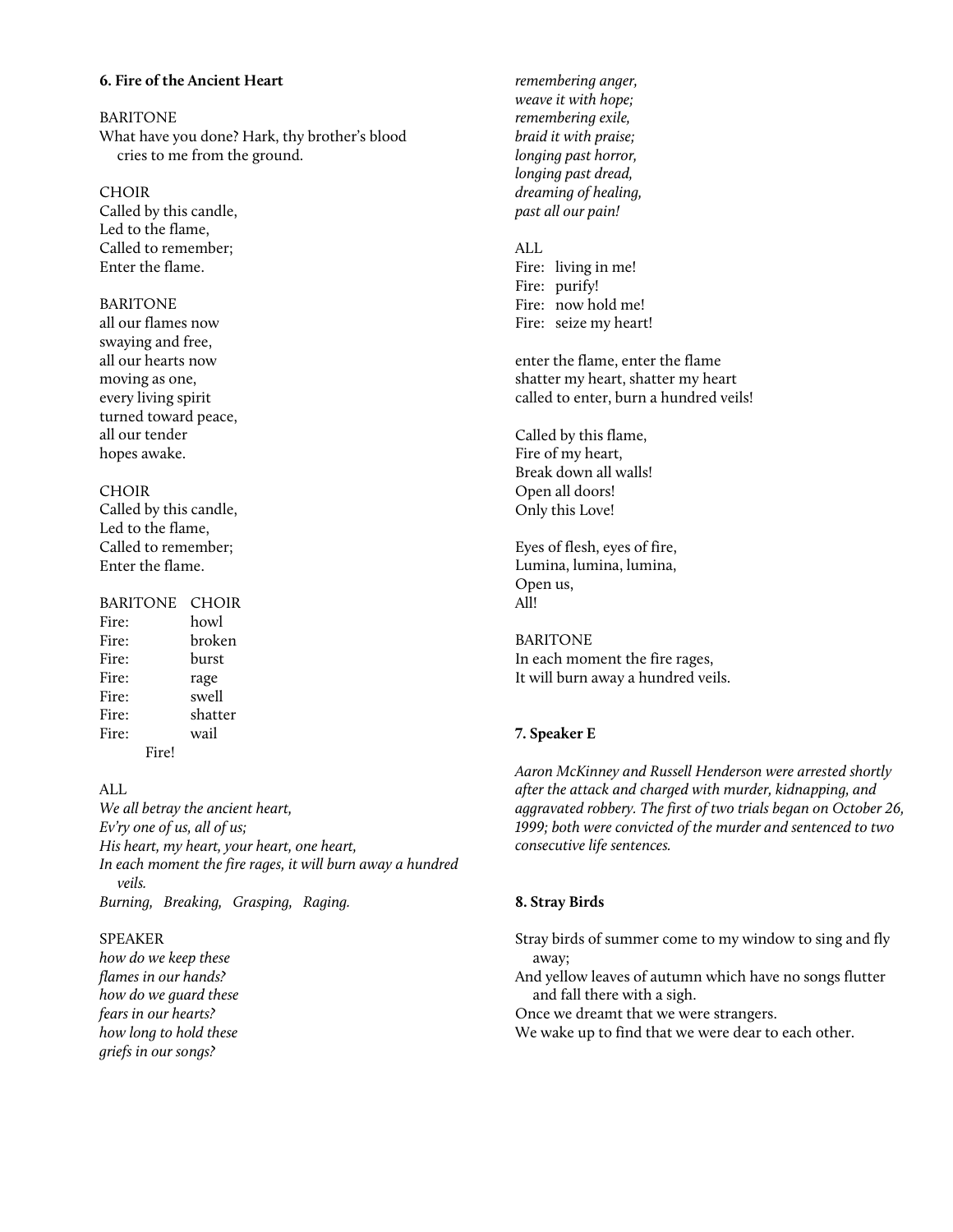**6. Fire of the Ancient Heart**

BARITONE
What have you done? Hark, thy brother's blood cries to me from the ground.

CHOIR
Called by this candle,
Led to the flame,
Called to remember;
Enter the flame.

BARITONE
all our flames now
swaying and free,
all our hearts now
moving as one,
every living spirit
turned toward peace,
all our tender
hopes awake.

CHOIR
Called by this candle,
Led to the flame,
Called to remember;
Enter the flame.

| BARITONE | CHOIR |
|---|---|
| Fire: | howl |
| Fire: | broken |
| Fire: | burst |
| Fire: | rage |
| Fire: | swell |
| Fire: | shatter |
| Fire: | wail |
| Fire! | |

ALL
*We all betray the ancient heart,*
*Ev'ry one of us, all of us;*
*His heart, my heart, your heart, one heart,*
*In each moment the fire rages, it will burn away a hundred veils.*
*Burning, Breaking, Grasping, Raging.*

SPEAKER
*how do we keep these*
*flames in our hands?*
*how do we guard these*
*fears in our hearts?*
*how long to hold these*
*griefs in our songs?*
*remembering anger,*
*weave it with hope;*
*remembering exile,*
*braid it with praise;*
*longing past horror,*
*longing past dread,*
*dreaming of healing,*
*past all our pain!*

ALL
Fire: living in me!
Fire: purify!
Fire: now hold me!
Fire: seize my heart!

enter the flame, enter the flame
shatter my heart, shatter my heart
called to enter, burn a hundred veils!

Called by this flame,
Fire of my heart,
Break down all walls!
Open all doors!
Only this Love!

Eyes of flesh, eyes of fire,
Lumina, lumina, lumina,
Open us,
All!

BARITONE
In each moment the fire rages,
It will burn away a hundred veils.

**7. Speaker E**

*Aaron McKinney and Russell Henderson were arrested shortly after the attack and charged with murder, kidnapping, and aggravated robbery. The first of two trials began on October 26, 1999; both were convicted of the murder and sentenced to two consecutive life sentences.*

**8. Stray Birds**

Stray birds of summer come to my window to sing and fly away;
And yellow leaves of autumn which have no songs flutter and fall there with a sigh.
Once we dreamt that we were strangers.
We wake up to find that we were dear to each other.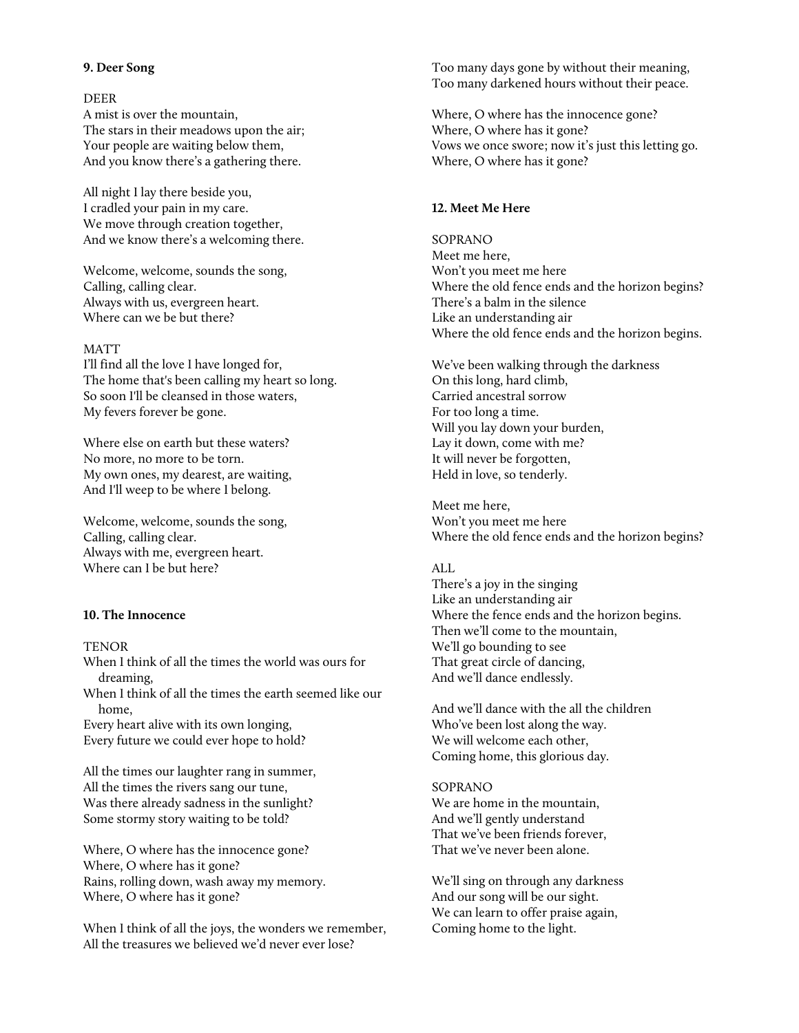**9. Deer Song**

DEER
A mist is over the mountain,
The stars in their meadows upon the air;
Your people are waiting below them,
And you know there's a gathering there.

All night I lay there beside you,
I cradled your pain in my care.
We move through creation together,
And we know there's a welcoming there.

Welcome, welcome, sounds the song,
Calling, calling clear.
Always with us, evergreen heart.
Where can we be but there?

MATT
I'll find all the love I have longed for,
The home that's been calling my heart so long.
So soon I'll be cleansed in those waters,
My fevers forever be gone.

Where else on earth but these waters?
No more, no more to be torn.
My own ones, my dearest, are waiting,
And I'll weep to be where I belong.

Welcome, welcome, sounds the song,
Calling, calling clear.
Always with me, evergreen heart.
Where can I be but here?

**10. The Innocence**

TENOR
When I think of all the times the world was ours for dreaming,
When I think of all the times the earth seemed like our home,
Every heart alive with its own longing,
Every future we could ever hope to hold?

All the times our laughter rang in summer,
All the times the rivers sang our tune,
Was there already sadness in the sunlight?
Some stormy story waiting to be told?

Where, O where has the innocence gone?
Where, O where has it gone?
Rains, rolling down, wash away my memory.
Where, O where has it gone?

When I think of all the joys, the wonders we remember,
All the treasures we believed we'd never ever lose?
Too many days gone by without their meaning,
Too many darkened hours without their peace.

Where, O where has the innocence gone?
Where, O where has it gone?
Vows we once swore; now it's just this letting go.
Where, O where has it gone?

**12. Meet Me Here**

SOPRANO
Meet me here,
Won't you meet me here
Where the old fence ends and the horizon begins?
There's a balm in the silence
Like an understanding air
Where the old fence ends and the horizon begins.

We've been walking through the darkness
On this long, hard climb,
Carried ancestral sorrow
For too long a time.
Will you lay down your burden,
Lay it down, come with me?
It will never be forgotten,
Held in love, so tenderly.

Meet me here,
Won't you meet me here
Where the old fence ends and the horizon begins?

ALL
There's a joy in the singing
Like an understanding air
Where the fence ends and the horizon begins.
Then we'll come to the mountain,
We'll go bounding to see
That great circle of dancing,
And we'll dance endlessly.

And we'll dance with the all the children
Who've been lost along the way.
We will welcome each other,
Coming home, this glorious day.

SOPRANO
We are home in the mountain,
And we'll gently understand
That we've been friends forever,
That we've never been alone.

We'll sing on through any darkness
And our song will be our sight.
We can learn to offer praise again,
Coming home to the light.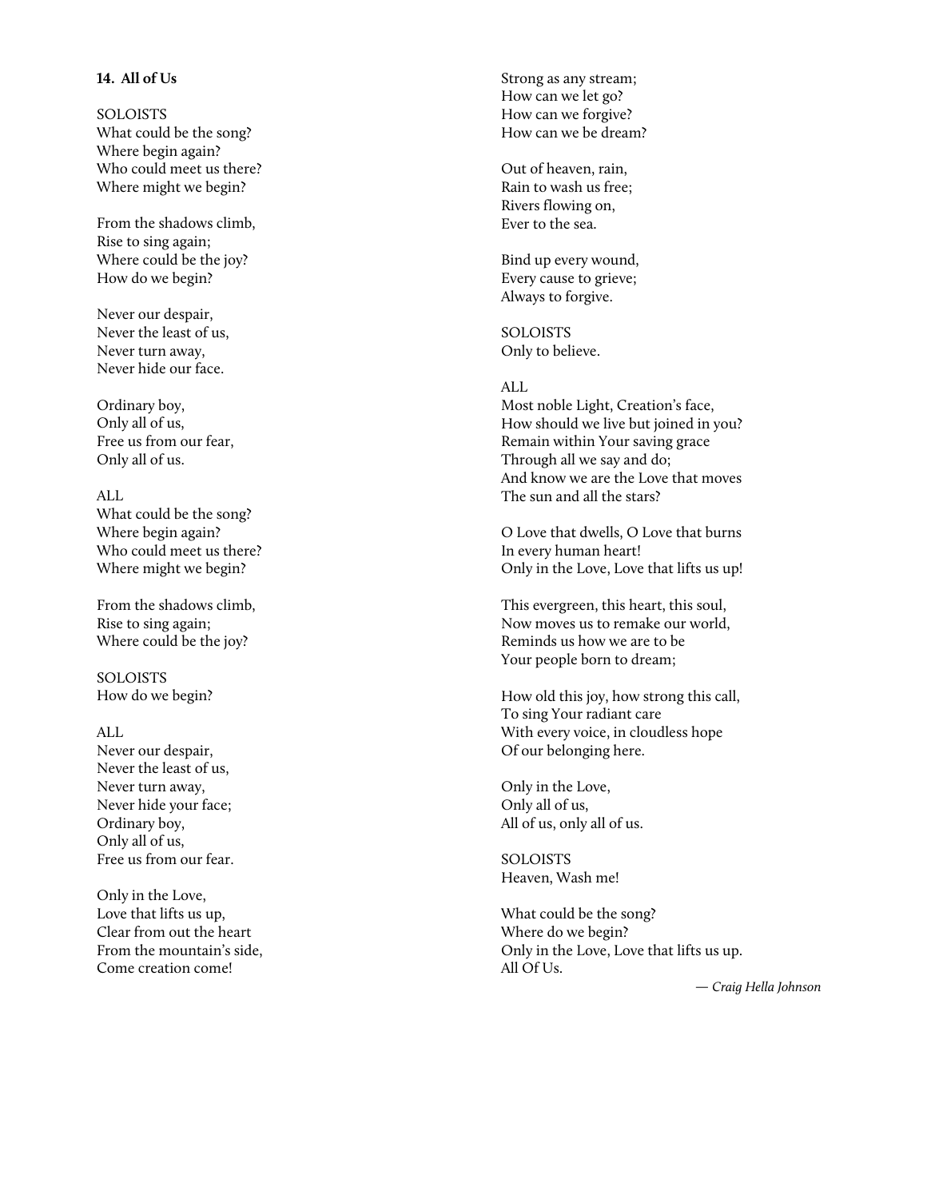**14. All of Us**

SOLOISTS
What could be the song?
Where begin again?
Who could meet us there?
Where might we begin?

From the shadows climb,
Rise to sing again;
Where could be the joy?
How do we begin?

Never our despair,
Never the least of us,
Never turn away,
Never hide our face.

Ordinary boy,
Only all of us,
Free us from our fear,
Only all of us.

ALL
What could be the song?
Where begin again?
Who could meet us there?
Where might we begin?

From the shadows climb,
Rise to sing again;
Where could be the joy?

SOLOISTS
How do we begin?

ALL
Never our despair,
Never the least of us,
Never turn away,
Never hide your face;
Ordinary boy,
Only all of us,
Free us from our fear.

Only in the Love,
Love that lifts us up,
Clear from out the heart
From the mountain's side,
Come creation come!

Strong as any stream;
How can we let go?
How can we forgive?
How can we be dream?

Out of heaven, rain,
Rain to wash us free;
Rivers flowing on,
Ever to the sea.

Bind up every wound,
Every cause to grieve;
Always to forgive.

SOLOISTS
Only to believe.

ALL
Most noble Light, Creation's face,
How should we live but joined in you?
Remain within Your saving grace
Through all we say and do;
And know we are the Love that moves
The sun and all the stars?

O Love that dwells, O Love that burns
In every human heart!
Only in the Love, Love that lifts us up!

This evergreen, this heart, this soul,
Now moves us to remake our world,
Reminds us how we are to be
Your people born to dream;

How old this joy, how strong this call,
To sing Your radiant care
With every voice, in cloudless hope
Of our belonging here.

Only in the Love,
Only all of us,
All of us, only all of us.

SOLOISTS
Heaven, Wash me!

What could be the song?
Where do we begin?
Only in the Love, Love that lifts us up.
All Of Us.

*— Craig Hella Johnson*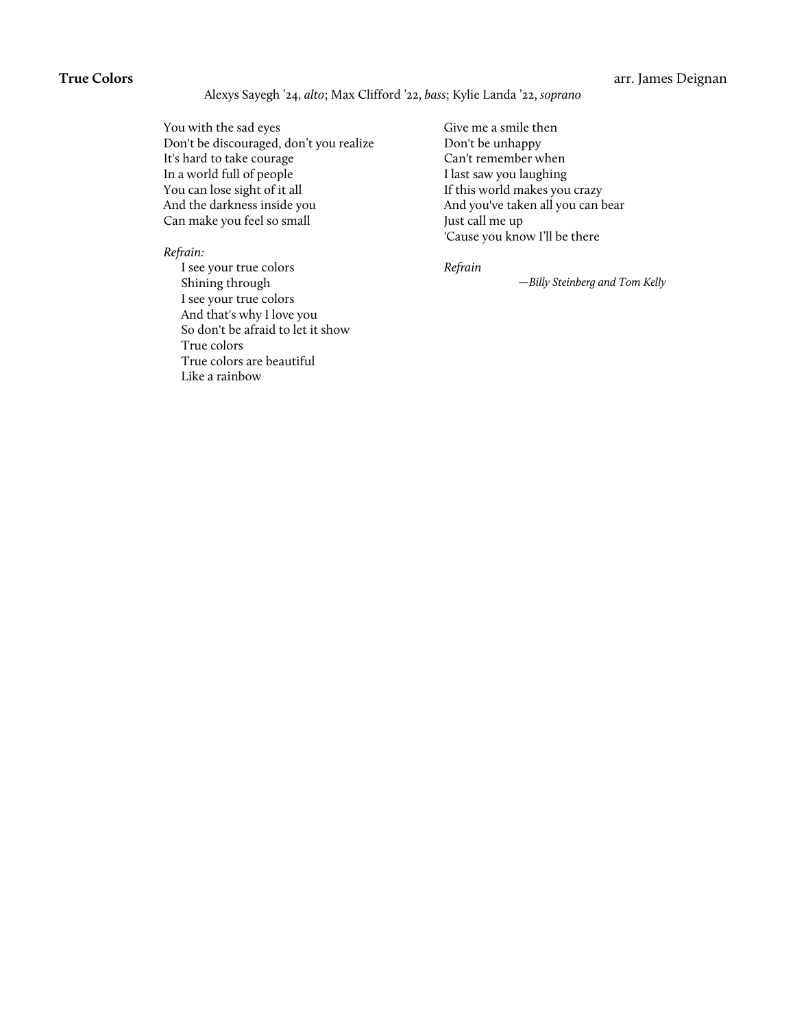**True Colors** arr. James Deignan

Alexys Sayegh ’24, *alto*; Max Clifford ’22, *bass*; Kylie Landa ’22, *soprano*

You with the sad eyes  
Don't be discouraged, don’t you realize  
It's hard to take courage  
In a world full of people  
You can lose sight of it all  
And the darkness inside you  
Can make you feel so small

*Refrain:*

> I see your true colors  
> Shining through  
> I see your true colors  
> And that's why I love you  
> So don't be afraid to let it show  
> True colors  
> True colors are beautiful  
> Like a rainbow

Give me a smile then  
Don't be unhappy  
Can't remember when  
I last saw you laughing  
If this world makes you crazy  
And you've taken all you can bear  
Just call me up  
'Cause you know I’ll be there

*Refrain*

*—Billy Steinberg and Tom Kelly*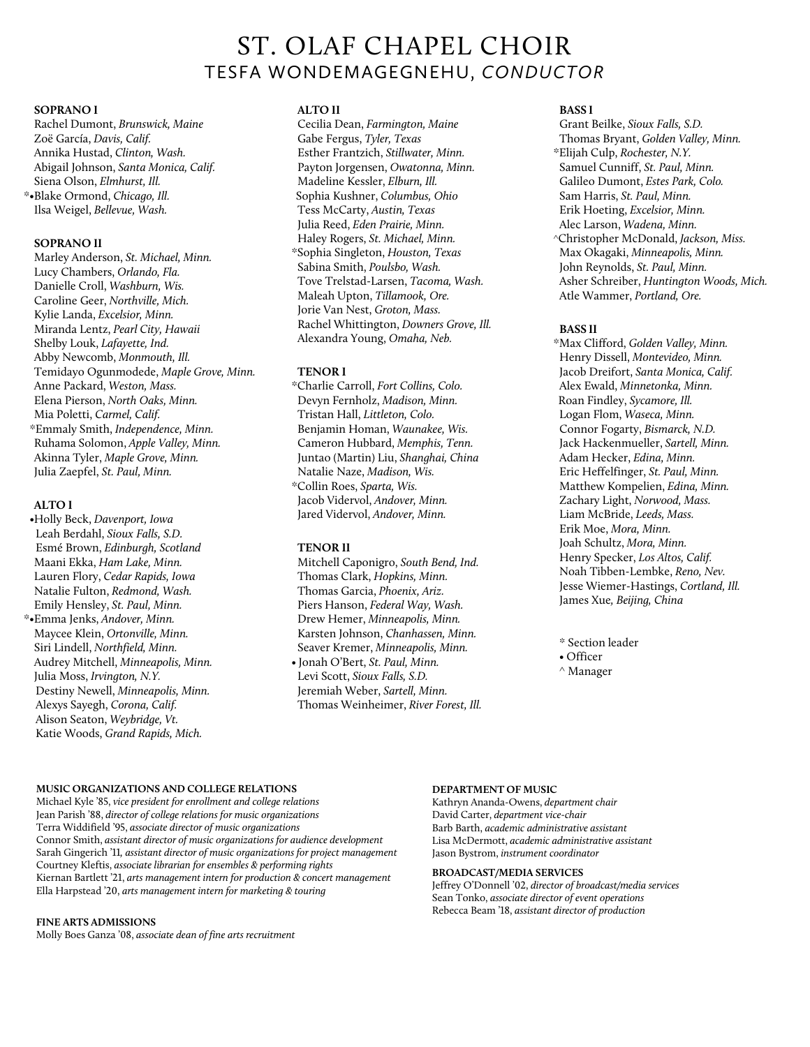# ST. OLAF CHAPEL CHOIR

## TESFA WONDEMAGEGNEHU, *CONDUCTOR*

**SOPRANO I**

Rachel Dumont, *Brunswick, Maine*
Zoë García, *Davis, Calif.*
Annika Hustad, *Clinton, Wash.*
Abigail Johnson, *Santa Monica, Calif.*
Siena Olson, *Elmhurst, Ill.*
*•Blake Ormond, *Chicago, Ill.*
Ilsa Weigel, *Bellevue, Wash.*

**SOPRANO II**

Marley Anderson, *St. Michael, Minn.*
Lucy Chambers, *Orlando, Fla.*
Danielle Croll, *Washburn, Wis.*
Caroline Geer, *Northville, Mich.*
Kylie Landa, *Excelsior, Minn.*
Miranda Lentz, *Pearl City, Hawaii*
Shelby Louk, *Lafayette, Ind.*
Abby Newcomb, *Monmouth, Ill.*
Temidayo Ogunmodede, *Maple Grove, Minn.*
Anne Packard, *Weston, Mass.*
Elena Pierson, *North Oaks, Minn.*
Mia Poletti, *Carmel, Calif.*
*Emmaly Smith, *Independence, Minn.*
Ruhama Solomon, *Apple Valley, Minn.*
Akinna Tyler, *Maple Grove, Minn.*
Julia Zaepfel, *St. Paul, Minn.*

**ALTO I**

•Holly Beck, *Davenport, Iowa*
Leah Berdahl, *Sioux Falls, S.D.*
Esmé Brown, *Edinburgh, Scotland*
Maani Ekka, *Ham Lake, Minn.*
Lauren Flory, *Cedar Rapids, Iowa*
Natalie Fulton, *Redmond, Wash.*
Emily Hensley, *St. Paul, Minn.*
*•Emma Jenks, *Andover, Minn.*
Maycee Klein, *Ortonville, Minn.*
Siri Lindell, *Northfield, Minn.*
Audrey Mitchell, *Minneapolis, Minn.*
Julia Moss, *Irvington, N.Y.*
Destiny Newell, *Minneapolis, Minn.*
Alexys Sayegh, *Corona, Calif.*
Alison Seaton, *Weybridge, Vt.*
Katie Woods, *Grand Rapids, Mich.*

**ALTO II**

Cecilia Dean, *Farmington, Maine*
Gabe Fergus, *Tyler, Texas*
Esther Frantzich, *Stillwater, Minn.*
Payton Jorgensen, *Owatonna, Minn.*
Madeline Kessler, *Elburn, Ill.*
Sophia Kushner, *Columbus, Ohio*
Tess McCarty, *Austin, Texas*
Julia Reed, *Eden Prairie, Minn.*
Haley Rogers, *St. Michael, Minn.*
*Sophia Singleton, *Houston, Texas*
Sabina Smith, *Poulsbo, Wash.*
Tove Trelstad-Larsen, *Tacoma, Wash.*
Maleah Upton, *Tillamook, Ore.*
Jorie Van Nest, *Groton, Mass.*
Rachel Whittington, *Downers Grove, Ill.*
Alexandra Young, *Omaha, Neb.*

**TENOR I**

*Charlie Carroll, *Fort Collins, Colo.*
Devyn Fernholz, *Madison, Minn.*
Tristan Hall, *Littleton, Colo.*
Benjamin Homan, *Waunakee, Wis.*
Cameron Hubbard, *Memphis, Tenn.*
Juntao (Martin) Liu, *Shanghai, China*
Natalie Naze, *Madison, Wis.*
*Collin Roes, *Sparta, Wis.*
Jacob Vidervol, *Andover, Minn.*
Jared Vidervol, *Andover, Minn.*

**TENOR II**

Mitchell Caponigro, *South Bend, Ind.*
Thomas Clark, *Hopkins, Minn.*
Thomas Garcia, *Phoenix, Ariz.*
Piers Hanson, *Federal Way, Wash.*
Drew Hemer, *Minneapolis, Minn.*
Karsten Johnson, *Chanhassen, Minn.*
Seaver Kremer, *Minneapolis, Minn.*
• Jonah O'Bert, *St. Paul, Minn.*
Levi Scott, *Sioux Falls, S.D.*
Jeremiah Weber, *Sartell, Minn.*
Thomas Weinheimer, *River Forest, Ill.*

**BASS I**

Grant Beilke, *Sioux Falls, S.D.*
Thomas Bryant, *Golden Valley, Minn.*
*Elijah Culp, *Rochester, N.Y.*
Samuel Cunniff, *St. Paul, Minn.*
Galileo Dumont, *Estes Park, Colo.*
Sam Harris, *St. Paul, Minn.*
Erik Hoeting, *Excelsior, Minn.*
Alec Larson, *Wadena, Minn.*
^Christopher McDonald, *Jackson, Miss.*
Max Okagaki, *Minneapolis, Minn.*
John Reynolds, *St. Paul, Minn.*
Asher Schreiber, *Huntington Woods, Mich.*
Atle Wammer, *Portland, Ore.*

**BASS II**

*Max Clifford, *Golden Valley, Minn.*
Henry Dissell, *Montevideo, Minn.*
Jacob Dreifort, *Santa Monica, Calif.*
Alex Ewald, *Minnetonka, Minn.*
Roan Findley, *Sycamore, Ill.*
Logan Flom, *Waseca, Minn.*
Connor Fogarty, *Bismarck, N.D.*
Jack Hackenmueller, *Sartell, Minn.*
Adam Hecker, *Edina, Minn.*
Eric Heffelfinger, *St. Paul, Minn.*
Matthew Kompelien, *Edina, Minn.*
Zachary Light, *Norwood, Mass.*
Liam McBride, *Leeds, Mass.*
Erik Moe, *Mora, Minn.*
Joah Schultz, *Mora, Minn.*
Henry Specker, *Los Altos, Calif.*
Noah Tibben-Lembke, *Reno, Nev.*
Jesse Wiemer-Hastings, *Cortland, Ill.*
James Xue, *Beijing, China*

\* Section leader
• Officer
^ Manager

**MUSIC ORGANIZATIONS AND COLLEGE RELATIONS**

Michael Kyle '85, *vice president for enrollment and college relations*
Jean Parish '88, *director of college relations for music organizations*
Terra Widdifield '95, *associate director of music organizations*
Connor Smith, *assistant director of music organizations for audience development*
Sarah Gingerich '11, *assistant director of music organizations for project management*
Courtney Kleftis, *associate librarian for ensembles & performing rights*
Kiernan Bartlett '21, *arts management intern for production & concert management*
Ella Harpstead '20, *arts management intern for marketing & touring*

**FINE ARTS ADMISSIONS**

Molly Boes Ganza '08, *associate dean of fine arts recruitment*

**DEPARTMENT OF MUSIC**

Kathryn Ananda-Owens, *department chair*
David Carter, *department vice-chair*
Barb Barth, *academic administrative assistant*
Lisa McDermott, *academic administrative assistant*
Jason Bystrom, *instrument coordinator*

**BROADCAST/MEDIA SERVICES**

Jeffrey O'Donnell '02, *director of broadcast/media services*
Sean Tonko, *associate director of event operations*
Rebecca Beam '18, *assistant director of production*